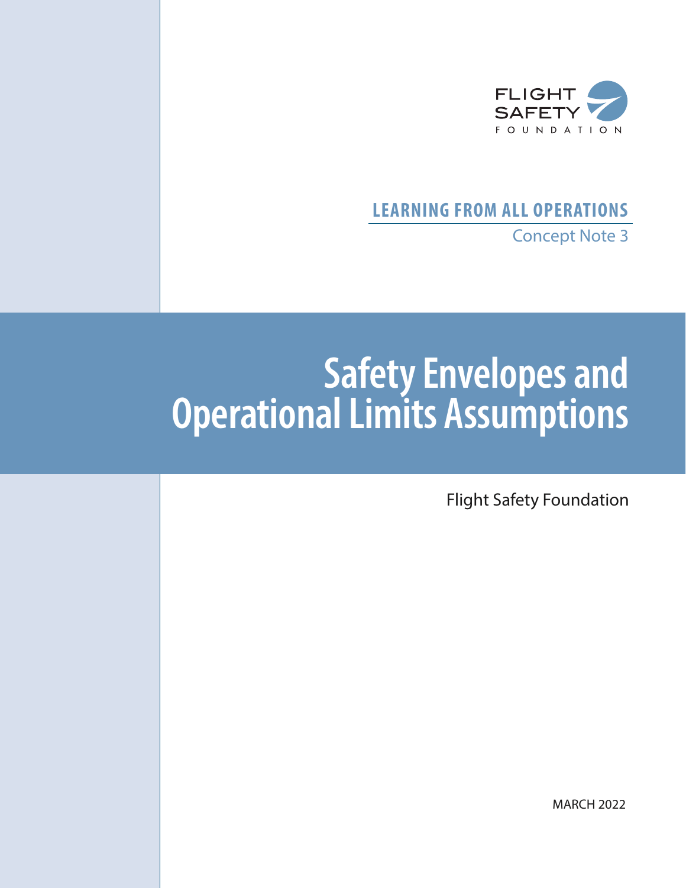FLIGHT SAFETY FOUNDATION

**LEARNING FROM ALL OPERATIONS**

Concept Note 3

# Safety Envelopes and Operational Limits Assumptions

Flight Safety Foundation

MARCH 2022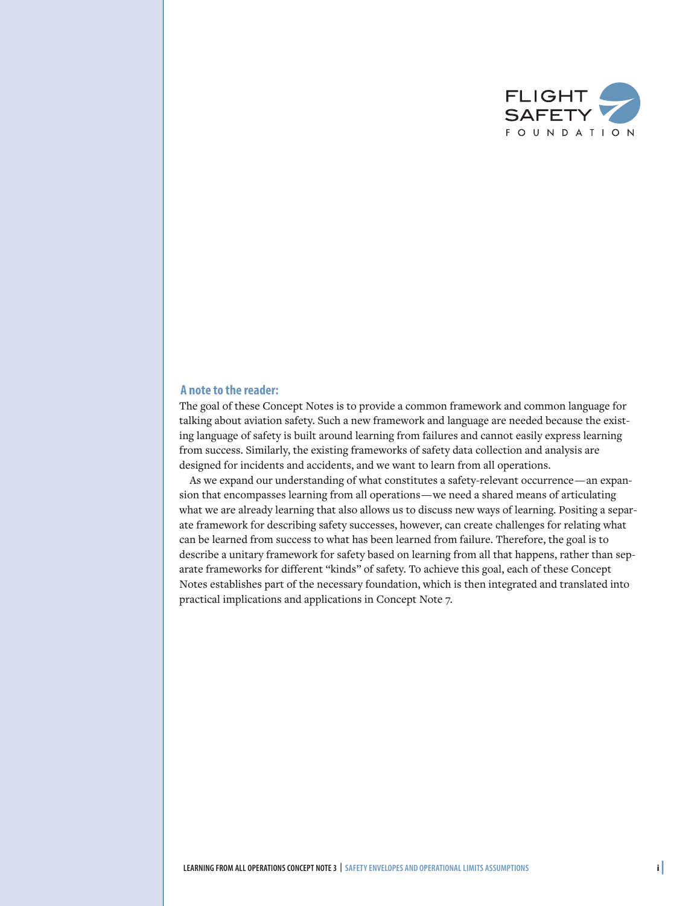**A note to the reader:**

The goal of these Concept Notes is to provide a common framework and common language for talking about aviation safety. Such a new framework and language are needed because the existing language of safety is built around learning from failures and cannot easily express learning from success. Similarly, the existing frameworks of safety data collection and analysis are designed for incidents and accidents, and we want to learn from all operations.

As we expand our understanding of what constitutes a safety-relevant occurrence—an expansion that encompasses learning from all operations—we need a shared means of articulating what we are already learning that also allows us to discuss new ways of learning. Positing a separate framework for describing safety successes, however, can create challenges for relating what can be learned from success to what has been learned from failure. Therefore, the goal is to describe a unitary framework for safety based on learning from all that happens, rather than separate frameworks for different "kinds" of safety. To achieve this goal, each of these Concept Notes establishes part of the necessary foundation, which is then integrated and translated into practical implications and applications in Concept Note 7.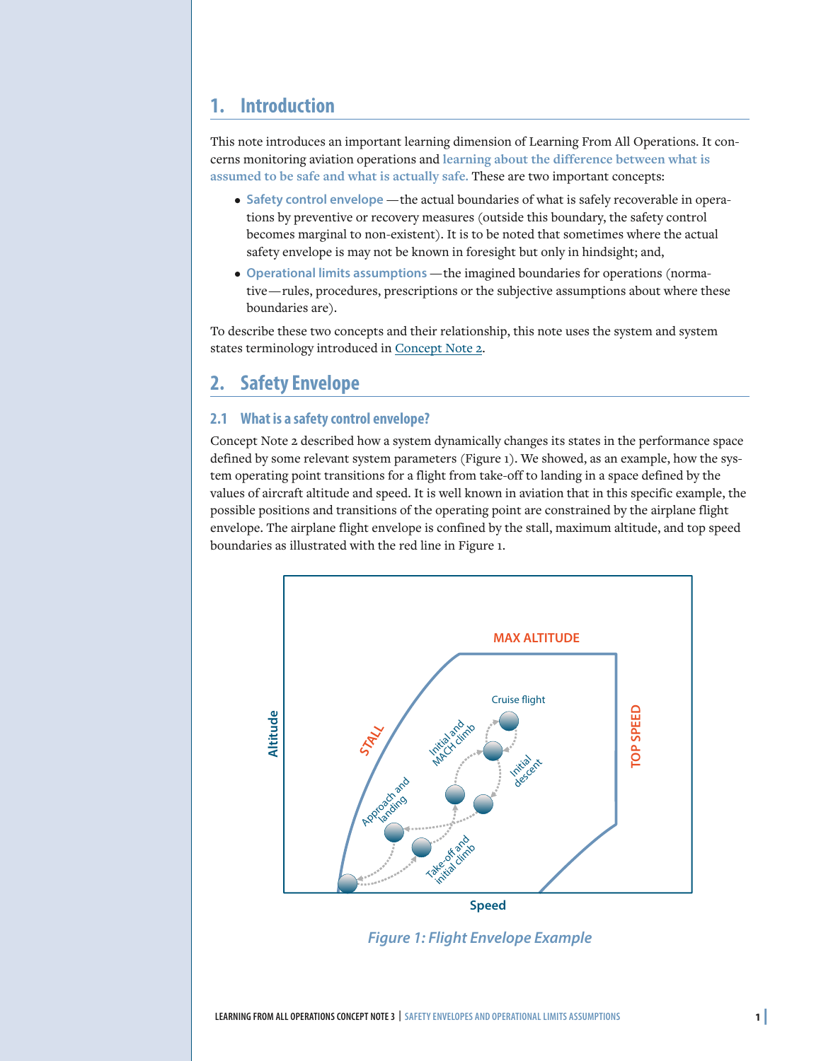## 1. Introduction

This note introduces an important learning dimension of Learning From All Operations. It concerns monitoring aviation operations and **learning about the difference between what is assumed to be safe and what is actually safe.** These are two important concepts:

- **Safety control envelope** —the actual boundaries of what is safely recoverable in operations by preventive or recovery measures (outside this boundary, the safety control becomes marginal to non-existent). It is to be noted that sometimes where the actual safety envelope is may not be known in foresight but only in hindsight; and,
- **Operational limits assumptions** —the imagined boundaries for operations (normative—rules, procedures, prescriptions or the subjective assumptions about where these boundaries are).

To describe these two concepts and their relationship, this note uses the system and system states terminology introduced in Concept Note 2.

## 2. Safety Envelope

### 2.1 What is a safety control envelope?

Concept Note 2 described how a system dynamically changes its states in the performance space defined by some relevant system parameters (Figure 1). We showed, as an example, how the system operating point transitions for a flight from take-off to landing in a space defined by the values of aircraft altitude and speed. It is well known in aviation that in this specific example, the possible positions and transitions of the operating point are constrained by the airplane flight envelope. The airplane flight envelope is confined by the stall, maximum altitude, and top speed boundaries as illustrated with the red line in Figure 1.

*Figure 1: Flight Envelope Example*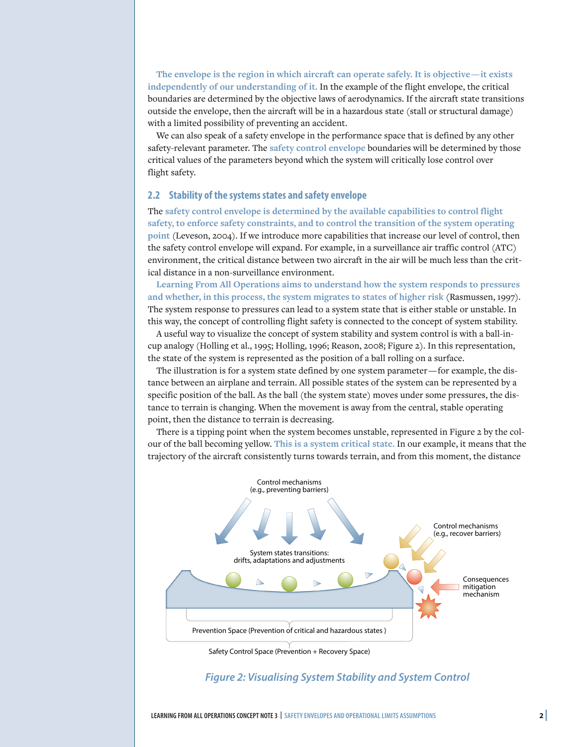**The envelope is the region in which aircraft can operate safely. It is objective—it exists independently of our understanding of it.** In the example of the flight envelope, the critical boundaries are determined by the objective laws of aerodynamics. If the aircraft state transitions outside the envelope, then the aircraft will be in a hazardous state (stall or structural damage) with a limited possibility of preventing an accident.

We can also speak of a safety envelope in the performance space that is defined by any other safety-relevant parameter. The **safety control envelope** boundaries will be determined by those critical values of the parameters beyond which the system will critically lose control over flight safety.

## 2.2 Stability of the systems states and safety envelope

The **safety control envelope is determined by the available capabilities to control flight safety, to enforce safety constraints, and to control the transition of the system operating point** (Leveson, 2004). If we introduce more capabilities that increase our level of control, then the safety control envelope will expand. For example, in a surveillance air traffic control (ATC) environment, the critical distance between two aircraft in the air will be much less than the critical distance in a non-surveillance environment.

**Learning From All Operations aims to understand how the system responds to pressures and whether, in this process, the system migrates to states of higher risk** (Rasmussen, 1997). The system response to pressures can lead to a system state that is either stable or unstable. In this way, the concept of controlling flight safety is connected to the concept of system stability.

A useful way to visualize the concept of system stability and system control is with a ball-in-cup analogy (Holling et al., 1995; Holling, 1996; Reason, 2008; Figure 2). In this representation, the state of the system is represented as the position of a ball rolling on a surface.

The illustration is for a system state defined by one system parameter—for example, the distance between an airplane and terrain. All possible states of the system can be represented by a specific position of the ball. As the ball (the system state) moves under some pressures, the distance to terrain is changing. When the movement is away from the central, stable operating point, then the distance to terrain is decreasing.

There is a tipping point when the system becomes unstable, represented in Figure 2 by the colour of the ball becoming yellow. **This is a system critical state.** In our example, it means that the trajectory of the aircraft consistently turns towards terrain, and from this moment, the distance

*Figure 2: Visualising System Stability and System Control*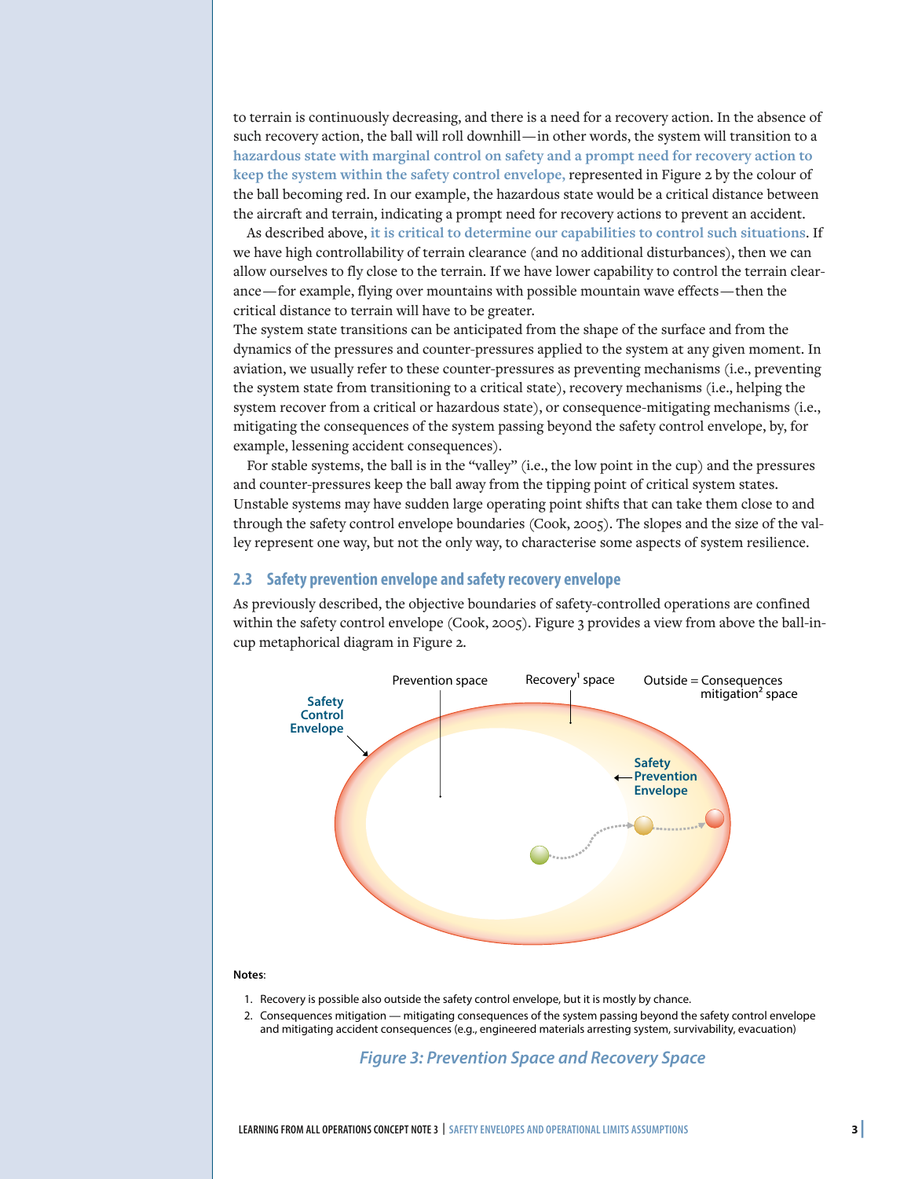to terrain is continuously decreasing, and there is a need for a recovery action. In the absence of such recovery action, the ball will roll downhill—in other words, the system will transition to a **hazardous state with marginal control on safety and a prompt need for recovery action to keep the system within the safety control envelope,** represented in Figure 2 by the colour of the ball becoming red. In our example, the hazardous state would be a critical distance between the aircraft and terrain, indicating a prompt need for recovery actions to prevent an accident.

As described above, **it is critical to determine our capabilities to control such situations**. If we have high controllability of terrain clearance (and no additional disturbances), then we can allow ourselves to fly close to the terrain. If we have lower capability to control the terrain clearance—for example, flying over mountains with possible mountain wave effects—then the critical distance to terrain will have to be greater.

The system state transitions can be anticipated from the shape of the surface and from the dynamics of the pressures and counter-pressures applied to the system at any given moment. In aviation, we usually refer to these counter-pressures as preventing mechanisms (i.e., preventing the system state from transitioning to a critical state), recovery mechanisms (i.e., helping the system recover from a critical or hazardous state), or consequence-mitigating mechanisms (i.e., mitigating the consequences of the system passing beyond the safety control envelope, by, for example, lessening accident consequences).

For stable systems, the ball is in the "valley" (i.e., the low point in the cup) and the pressures and counter-pressures keep the ball away from the tipping point of critical system states. Unstable systems may have sudden large operating point shifts that can take them close to and through the safety control envelope boundaries (Cook, 2005). The slopes and the size of the valley represent one way, but not the only way, to characterise some aspects of system resilience.

## 2.3 Safety prevention envelope and safety recovery envelope

As previously described, the objective boundaries of safety-controlled operations are confined within the safety control envelope (Cook, 2005). Figure 3 provides a view from above the ball-in-cup metaphorical diagram in Figure 2.

Prevention space | Recovery[1] space | Outside = Consequences mitigation[2] space

Safety Control Envelope

Safety Prevention Envelope

**Notes**:

1. Recovery is possible also outside the safety control envelope, but it is mostly by chance.
2. Consequences mitigation — mitigating consequences of the system passing beyond the safety control envelope and mitigating accident consequences (e.g., engineered materials arresting system, survivability, evacuation)

*Figure 3: Prevention Space and Recovery Space*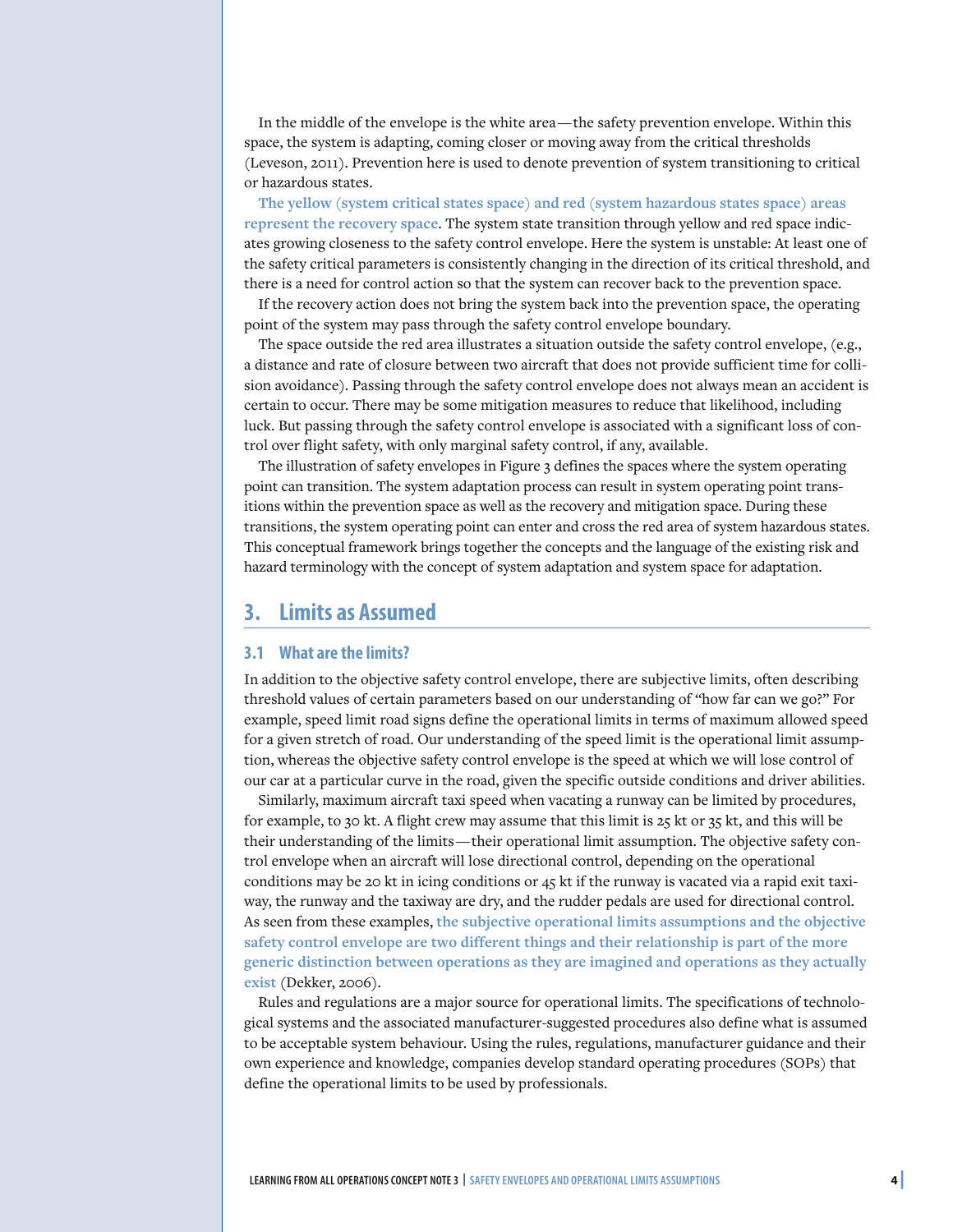In the middle of the envelope is the white area—the safety prevention envelope. Within this space, the system is adapting, coming closer or moving away from the critical thresholds (Leveson, 2011). Prevention here is used to denote prevention of system transitioning to critical or hazardous states.

**The yellow (system critical states space) and red (system hazardous states space) areas represent the recovery space**. The system state transition through yellow and red space indicates growing closeness to the safety control envelope. Here the system is unstable: At least one of the safety critical parameters is consistently changing in the direction of its critical threshold, and there is a need for control action so that the system can recover back to the prevention space.

If the recovery action does not bring the system back into the prevention space, the operating point of the system may pass through the safety control envelope boundary.

The space outside the red area illustrates a situation outside the safety control envelope, (e.g., a distance and rate of closure between two aircraft that does not provide sufficient time for collision avoidance). Passing through the safety control envelope does not always mean an accident is certain to occur. There may be some mitigation measures to reduce that likelihood, including luck. But passing through the safety control envelope is associated with a significant loss of control over flight safety, with only marginal safety control, if any, available.

The illustration of safety envelopes in Figure 3 defines the spaces where the system operating point can transition. The system adaptation process can result in system operating point transitions within the prevention space as well as the recovery and mitigation space. During these transitions, the system operating point can enter and cross the red area of system hazardous states. This conceptual framework brings together the concepts and the language of the existing risk and hazard terminology with the concept of system adaptation and system space for adaptation.

## 3. Limits as Assumed

### 3.1 What are the limits?

In addition to the objective safety control envelope, there are subjective limits, often describing threshold values of certain parameters based on our understanding of "how far can we go?" For example, speed limit road signs define the operational limits in terms of maximum allowed speed for a given stretch of road. Our understanding of the speed limit is the operational limit assumption, whereas the objective safety control envelope is the speed at which we will lose control of our car at a particular curve in the road, given the specific outside conditions and driver abilities.

Similarly, maximum aircraft taxi speed when vacating a runway can be limited by procedures, for example, to 30 kt. A flight crew may assume that this limit is 25 kt or 35 kt, and this will be their understanding of the limits—their operational limit assumption. The objective safety control envelope when an aircraft will lose directional control, depending on the operational conditions may be 20 kt in icing conditions or 45 kt if the runway is vacated via a rapid exit taxiway, the runway and the taxiway are dry, and the rudder pedals are used for directional control. As seen from these examples, **the subjective operational limits assumptions and the objective safety control envelope are two different things and their relationship is part of the more generic distinction between operations as they are imagined and operations as they actually exist** (Dekker, 2006).

Rules and regulations are a major source for operational limits. The specifications of technological systems and the associated manufacturer-suggested procedures also define what is assumed to be acceptable system behaviour. Using the rules, regulations, manufacturer guidance and their own experience and knowledge, companies develop standard operating procedures (SOPs) that define the operational limits to be used by professionals.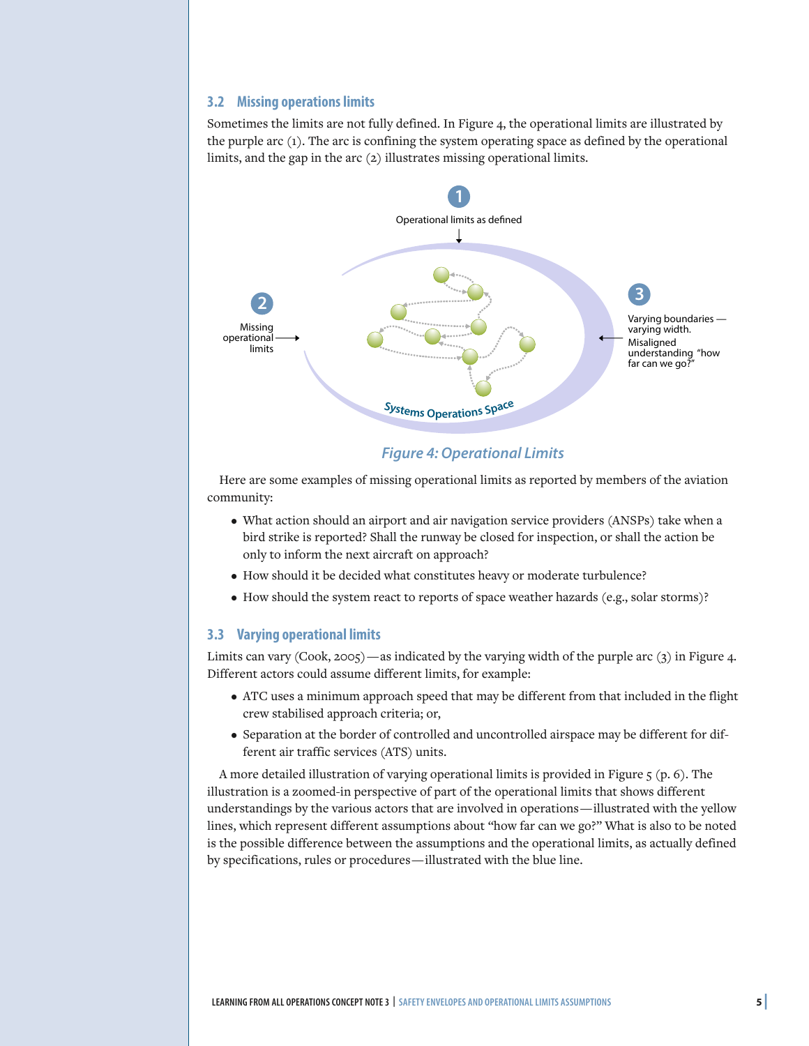### 3.2 Missing operations limits

Sometimes the limits are not fully defined. In Figure 4, the operational limits are illustrated by the purple arc (1). The arc is confining the system operating space as defined by the operational limits, and the gap in the arc (2) illustrates missing operational limits.

1 Operational limits as defined

2 Missing operational limits

3 Varying boundaries — varying width. Misaligned understanding "how far can we go?"

Systems Operations Space

*Figure 4: Operational Limits*

Here are some examples of missing operational limits as reported by members of the aviation community:

- What action should an airport and air navigation service providers (ANSPs) take when a bird strike is reported? Shall the runway be closed for inspection, or shall the action be only to inform the next aircraft on approach?
- How should it be decided what constitutes heavy or moderate turbulence?
- How should the system react to reports of space weather hazards (e.g., solar storms)?

### 3.3 Varying operational limits

Limits can vary (Cook, 2005) — as indicated by the varying width of the purple arc (3) in Figure 4. Different actors could assume different limits, for example:

- ATC uses a minimum approach speed that may be different from that included in the flight crew stabilised approach criteria; or,
- Separation at the border of controlled and uncontrolled airspace may be different for different air traffic services (ATS) units.

A more detailed illustration of varying operational limits is provided in Figure 5 (p. 6). The illustration is a zoomed-in perspective of part of the operational limits that shows different understandings by the various actors that are involved in operations — illustrated with the yellow lines, which represent different assumptions about "how far can we go?" What is also to be noted is the possible difference between the assumptions and the operational limits, as actually defined by specifications, rules or procedures — illustrated with the blue line.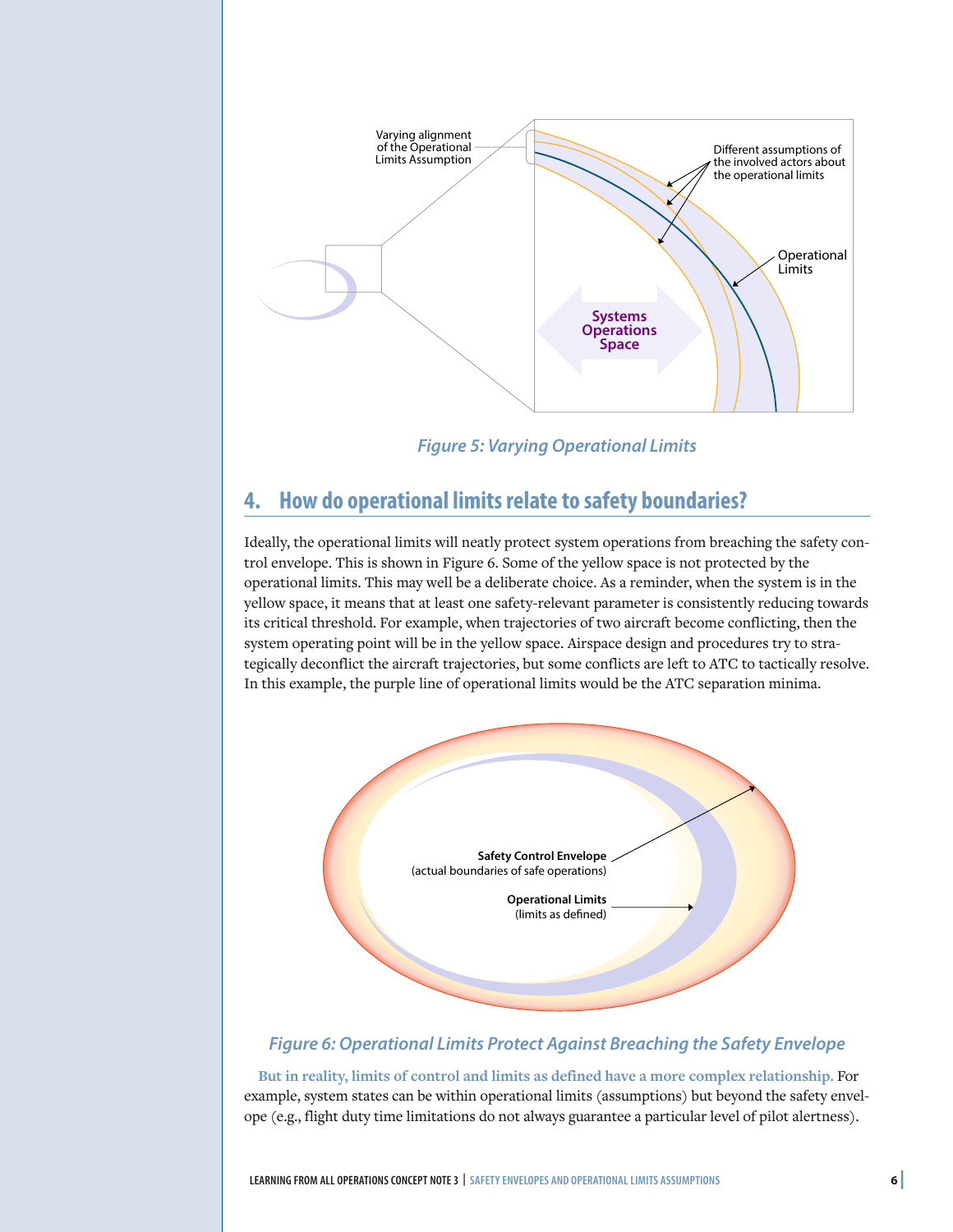Figure 5: Varying Operational Limits

## 4. How do operational limits relate to safety boundaries?

Ideally, the operational limits will neatly protect system operations from breaching the safety control envelope. This is shown in Figure 6. Some of the yellow space is not protected by the operational limits. This may well be a deliberate choice. As a reminder, when the system is in the yellow space, it means that at least one safety-relevant parameter is consistently reducing towards its critical threshold. For example, when trajectories of two aircraft become conflicting, then the system operating point will be in the yellow space. Airspace design and procedures try to strategically deconflict the aircraft trajectories, but some conflicts are left to ATC to tactically resolve. In this example, the purple line of operational limits would be the ATC separation minima.

Figure 6: Operational Limits Protect Against Breaching the Safety Envelope

**But in reality, limits of control and limits as defined have a more complex relationship.** For example, system states can be within operational limits (assumptions) but beyond the safety envelope (e.g., flight duty time limitations do not always guarantee a particular level of pilot alertness).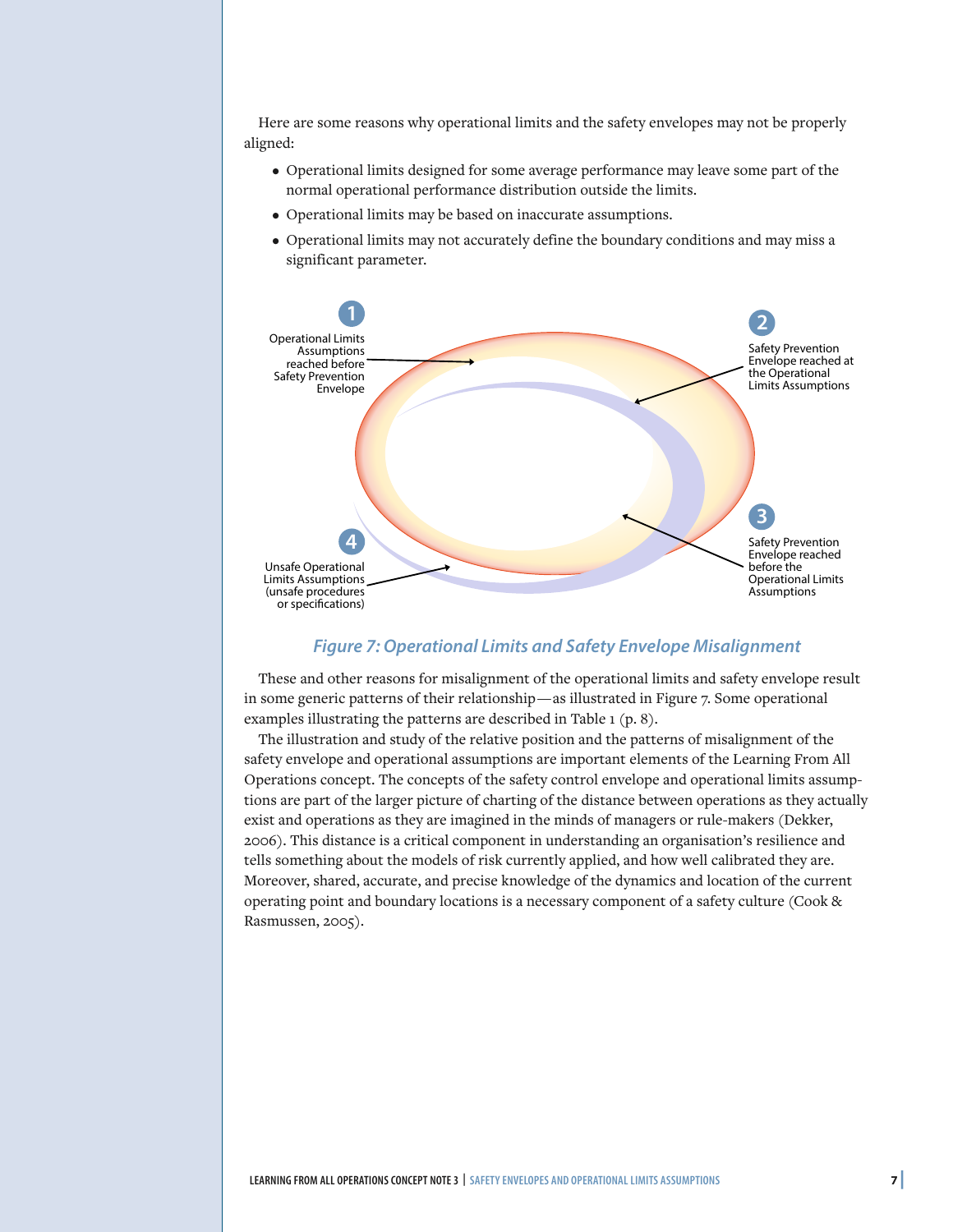Here are some reasons why operational limits and the safety envelopes may not be properly aligned:

- Operational limits designed for some average performance may leave some part of the normal operational performance distribution outside the limits.
- Operational limits may be based on inaccurate assumptions.
- Operational limits may not accurately define the boundary conditions and may miss a significant parameter.

1 Operational Limits Assumptions reached before Safety Prevention Envelope

2 Safety Prevention Envelope reached at the Operational Limits Assumptions

3 Safety Prevention Envelope reached before the Operational Limits Assumptions

4 Unsafe Operational Limits Assumptions (unsafe procedures or specifications)

*Figure 7: Operational Limits and Safety Envelope Misalignment*

These and other reasons for misalignment of the operational limits and safety envelope result in some generic patterns of their relationship—as illustrated in Figure 7. Some operational examples illustrating the patterns are described in Table 1 (p. 8).

The illustration and study of the relative position and the patterns of misalignment of the safety envelope and operational assumptions are important elements of the Learning From All Operations concept. The concepts of the safety control envelope and operational limits assumptions are part of the larger picture of charting of the distance between operations as they actually exist and operations as they are imagined in the minds of managers or rule-makers (Dekker, 2006). This distance is a critical component in understanding an organisation's resilience and tells something about the models of risk currently applied, and how well calibrated they are. Moreover, shared, accurate, and precise knowledge of the dynamics and location of the current operating point and boundary locations is a necessary component of a safety culture (Cook & Rasmussen, 2005).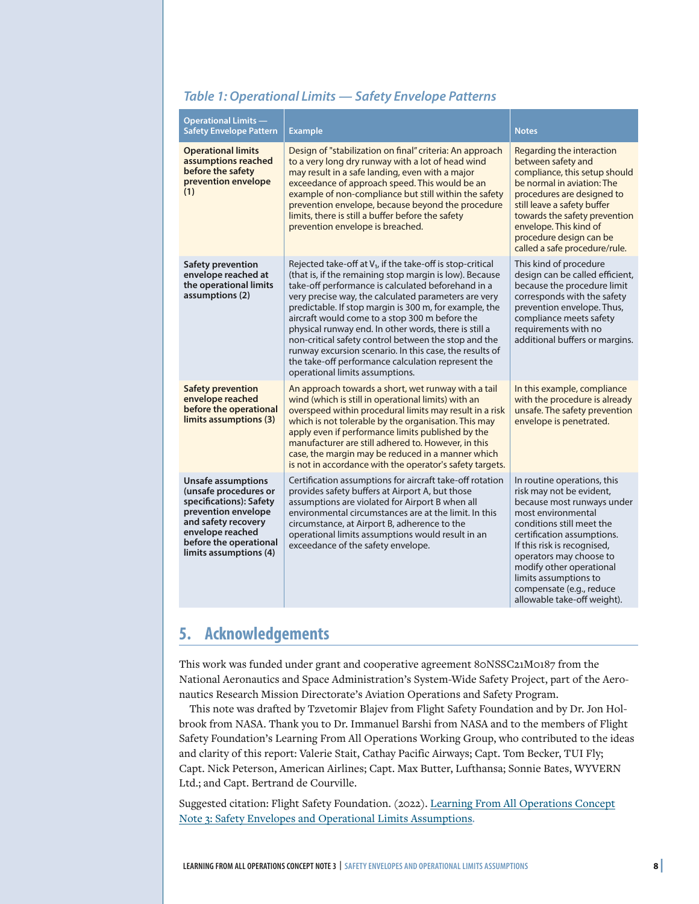*Table 1: Operational Limits — Safety Envelope Patterns*

| Operational Limits — Safety Envelope Pattern | Example | Notes |
|---|---|---|
| **Operational limits assumptions reached before the safety prevention envelope (1)** | Design of "stabilization on final" criteria: An approach to a very long dry runway with a lot of head wind may result in a safe landing, even with a major exceedance of approach speed. This would be an example of non-compliance but still within the safety prevention envelope, because beyond the procedure limits, there is still a buffer before the safety prevention envelope is breached. | Regarding the interaction between safety and compliance, this setup should be normal in aviation: The procedures are designed to still leave a safety buffer towards the safety prevention envelope. This kind of procedure design can be called a safe procedure/rule. |
| **Safety prevention envelope reached at the operational limits assumptions (2)** | Rejected take-off at $V_1$, if the take-off is stop-critical (that is, if the remaining stop margin is low). Because take-off performance is calculated beforehand in a very precise way, the calculated parameters are very predictable. If stop margin is 300 m, for example, the aircraft would come to a stop 300 m before the physical runway end. In other words, there is still a non-critical safety control between the stop and the runway excursion scenario. In this case, the results of the take-off performance calculation represent the operational limits assumptions. | This kind of procedure design can be called efficient, because the procedure limit corresponds with the safety prevention envelope. Thus, compliance meets safety requirements with no additional buffers or margins. |
| **Safety prevention envelope reached before the operational limits assumptions (3)** | An approach towards a short, wet runway with a tail wind (which is still in operational limits) with an overspeed within procedural limits may result in a risk which is not tolerable by the organisation. This may apply even if performance limits published by the manufacturer are still adhered to. However, in this case, the margin may be reduced in a manner which is not in accordance with the operator's safety targets. | In this example, compliance with the procedure is already unsafe. The safety prevention envelope is penetrated. |
| **Unsafe assumptions (unsafe procedures or specifications): Safety prevention envelope and safety recovery envelope reached before the operational limits assumptions (4)** | Certification assumptions for aircraft take-off rotation provides safety buffers at Airport A, but those assumptions are violated for Airport B when all environmental circumstances are at the limit. In this circumstance, at Airport B, adherence to the operational limits assumptions would result in an exceedance of the safety envelope. | In routine operations, this risk may not be evident, because most runways under most environmental conditions still meet the certification assumptions. If this risk is recognised, operators may choose to modify other operational limits assumptions to compensate (e.g., reduce allowable take-off weight). |

## 5. Acknowledgements

This work was funded under grant and cooperative agreement 80NSSC21M0187 from the National Aeronautics and Space Administration's System-Wide Safety Project, part of the Aeronautics Research Mission Directorate's Aviation Operations and Safety Program.

This note was drafted by Tzvetomir Blajev from Flight Safety Foundation and by Dr. Jon Holbrook from NASA. Thank you to Dr. Immanuel Barshi from NASA and to the members of Flight Safety Foundation's Learning From All Operations Working Group, who contributed to the ideas and clarity of this report: Valerie Stait, Cathay Pacific Airways; Capt. Tom Becker, TUI Fly; Capt. Nick Peterson, American Airlines; Capt. Max Butter, Lufthansa; Sonnie Bates, WYVERN Ltd.; and Capt. Bertrand de Courville.

Suggested citation: Flight Safety Foundation. (2022). Learning From All Operations Concept Note 3: Safety Envelopes and Operational Limits Assumptions.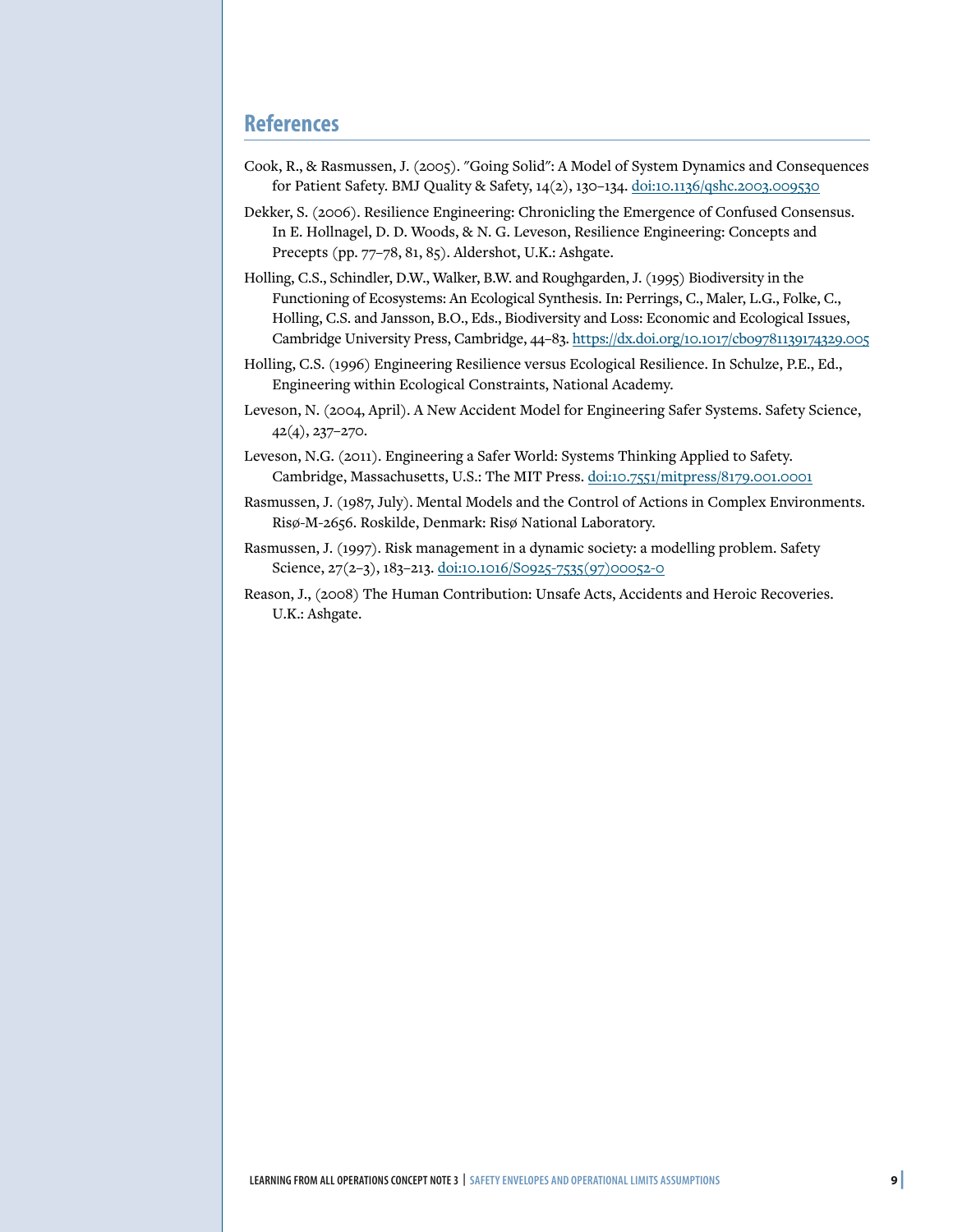## References

Cook, R., & Rasmussen, J. (2005). "Going Solid": A Model of System Dynamics and Consequences for Patient Safety. BMJ Quality & Safety, 14(2), 130–134. doi:10.1136/qshc.2003.009530

Dekker, S. (2006). Resilience Engineering: Chronicling the Emergence of Confused Consensus. In E. Hollnagel, D. D. Woods, & N. G. Leveson, Resilience Engineering: Concepts and Precepts (pp. 77–78, 81, 85). Aldershot, U.K.: Ashgate.

Holling, C.S., Schindler, D.W., Walker, B.W. and Roughgarden, J. (1995) Biodiversity in the Functioning of Ecosystems: An Ecological Synthesis. In: Perrings, C., Maler, L.G., Folke, C., Holling, C.S. and Jansson, B.O., Eds., Biodiversity and Loss: Economic and Ecological Issues, Cambridge University Press, Cambridge, 44–83. https://dx.doi.org/10.1017/cbo9781139174329.005

Holling, C.S. (1996) Engineering Resilience versus Ecological Resilience. In Schulze, P.E., Ed., Engineering within Ecological Constraints, National Academy.

Leveson, N. (2004, April). A New Accident Model for Engineering Safer Systems. Safety Science, 42(4), 237–270.

Leveson, N.G. (2011). Engineering a Safer World: Systems Thinking Applied to Safety. Cambridge, Massachusetts, U.S.: The MIT Press. doi:10.7551/mitpress/8179.001.0001

Rasmussen, J. (1987, July). Mental Models and the Control of Actions in Complex Environments. Risø-M-2656. Roskilde, Denmark: Risø National Laboratory.

Rasmussen, J. (1997). Risk management in a dynamic society: a modelling problem. Safety Science, 27(2–3), 183–213. doi:10.1016/S0925-7535(97)00052-0

Reason, J., (2008) The Human Contribution: Unsafe Acts, Accidents and Heroic Recoveries. U.K.: Ashgate.